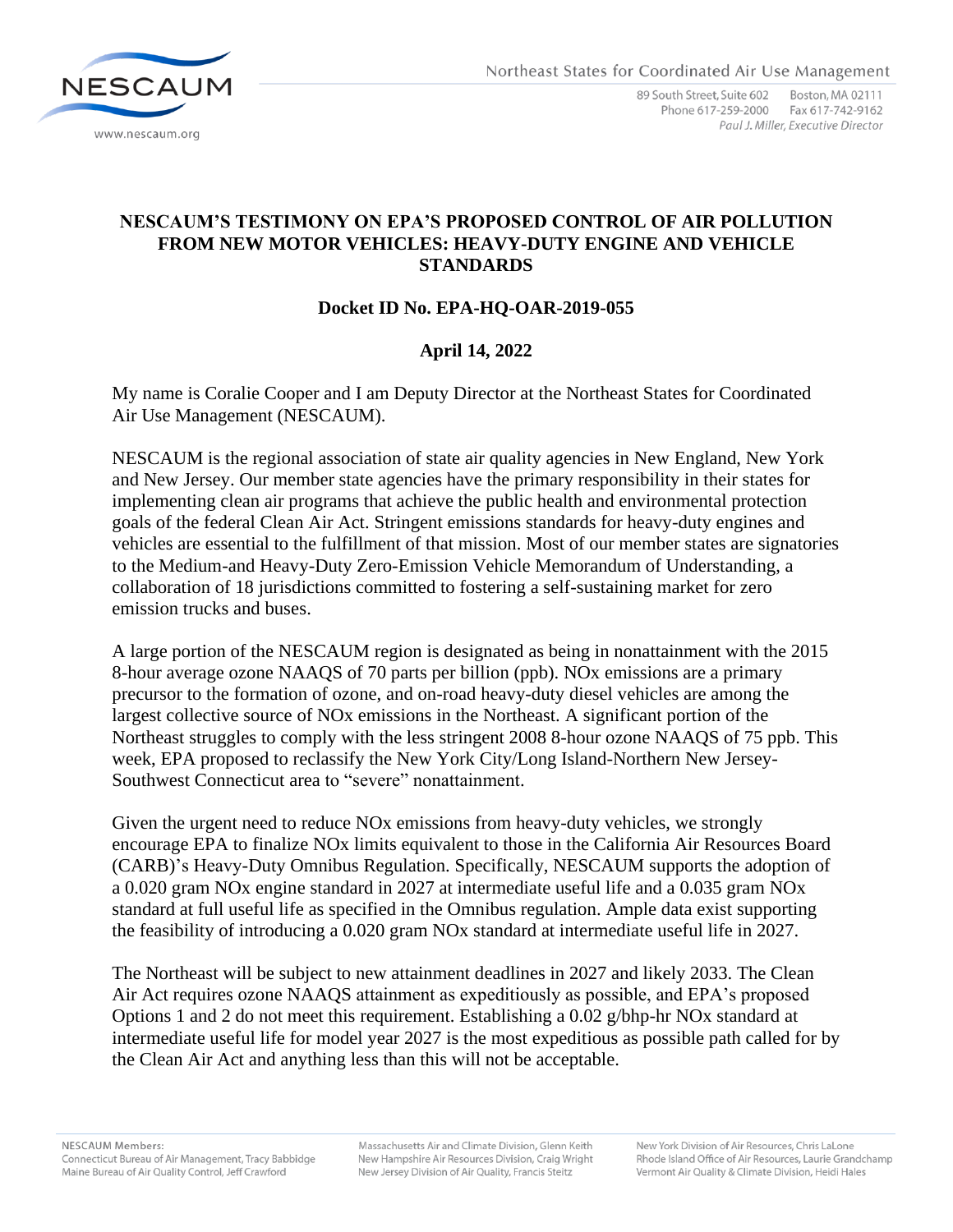NESCAUM

www.nescaum.org

Northeast States for Coordinated Air Use Management

89 South Street, Suite 602 Boston, MA 02111
Phone 617-259-2000 Fax 617-742-9162
*Paul J. Miller, Executive Director*

# NESCAUM'S TESTIMONY ON EPA'S PROPOSED CONTROL OF AIR POLLUTION FROM NEW MOTOR VEHICLES: HEAVY-DUTY ENGINE AND VEHICLE STANDARDS

**Docket ID No. EPA-HQ-OAR-2019-055**

**April 14, 2022**

My name is Coralie Cooper and I am Deputy Director at the Northeast States for Coordinated Air Use Management (NESCAUM).

NESCAUM is the regional association of state air quality agencies in New England, New York and New Jersey. Our member state agencies have the primary responsibility in their states for implementing clean air programs that achieve the public health and environmental protection goals of the federal Clean Air Act. Stringent emissions standards for heavy-duty engines and vehicles are essential to the fulfillment of that mission. Most of our member states are signatories to the Medium-and Heavy-Duty Zero-Emission Vehicle Memorandum of Understanding, a collaboration of 18 jurisdictions committed to fostering a self-sustaining market for zero emission trucks and buses.

A large portion of the NESCAUM region is designated as being in nonattainment with the 2015 8-hour average ozone NAAQS of 70 parts per billion (ppb). NOx emissions are a primary precursor to the formation of ozone, and on-road heavy-duty diesel vehicles are among the largest collective source of NOx emissions in the Northeast. A significant portion of the Northeast struggles to comply with the less stringent 2008 8-hour ozone NAAQS of 75 ppb. This week, EPA proposed to reclassify the New York City/Long Island-Northern New Jersey-Southwest Connecticut area to "severe" nonattainment.

Given the urgent need to reduce NOx emissions from heavy-duty vehicles, we strongly encourage EPA to finalize NOx limits equivalent to those in the California Air Resources Board (CARB)'s Heavy-Duty Omnibus Regulation. Specifically, NESCAUM supports the adoption of a 0.020 gram NOx engine standard in 2027 at intermediate useful life and a 0.035 gram NOx standard at full useful life as specified in the Omnibus regulation. Ample data exist supporting the feasibility of introducing a 0.020 gram NOx standard at intermediate useful life in 2027.

The Northeast will be subject to new attainment deadlines in 2027 and likely 2033. The Clean Air Act requires ozone NAAQS attainment as expeditiously as possible, and EPA's proposed Options 1 and 2 do not meet this requirement. Establishing a 0.02 g/bhp-hr NOx standard at intermediate useful life for model year 2027 is the most expeditious as possible path called for by the Clean Air Act and anything less than this will not be acceptable.

NESCAUM Members:
Connecticut Bureau of Air Management, Tracy Babbidge
Maine Bureau of Air Quality Control, Jeff Crawford
Massachusetts Air and Climate Division, Glenn Keith
New Hampshire Air Resources Division, Craig Wright
New Jersey Division of Air Quality, Francis Steitz
New York Division of Air Resources, Chris LaLone
Rhode Island Office of Air Resources, Laurie Grandchamp
Vermont Air Quality & Climate Division, Heidi Hales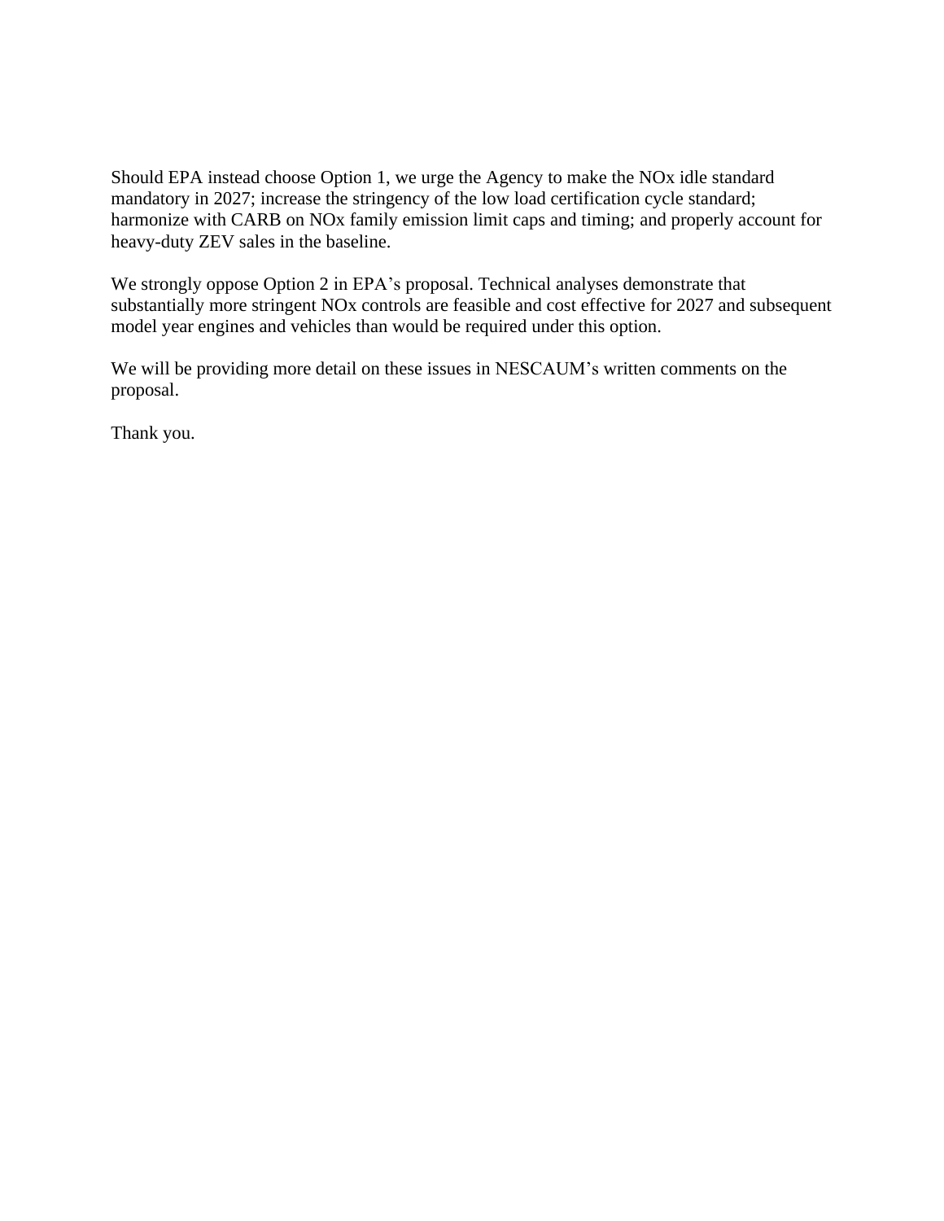Should EPA instead choose Option 1, we urge the Agency to make the NOx idle standard mandatory in 2027; increase the stringency of the low load certification cycle standard; harmonize with CARB on NOx family emission limit caps and timing; and properly account for heavy-duty ZEV sales in the baseline.

We strongly oppose Option 2 in EPA's proposal. Technical analyses demonstrate that substantially more stringent NOx controls are feasible and cost effective for 2027 and subsequent model year engines and vehicles than would be required under this option.

We will be providing more detail on these issues in NESCAUM's written comments on the proposal.

Thank you.